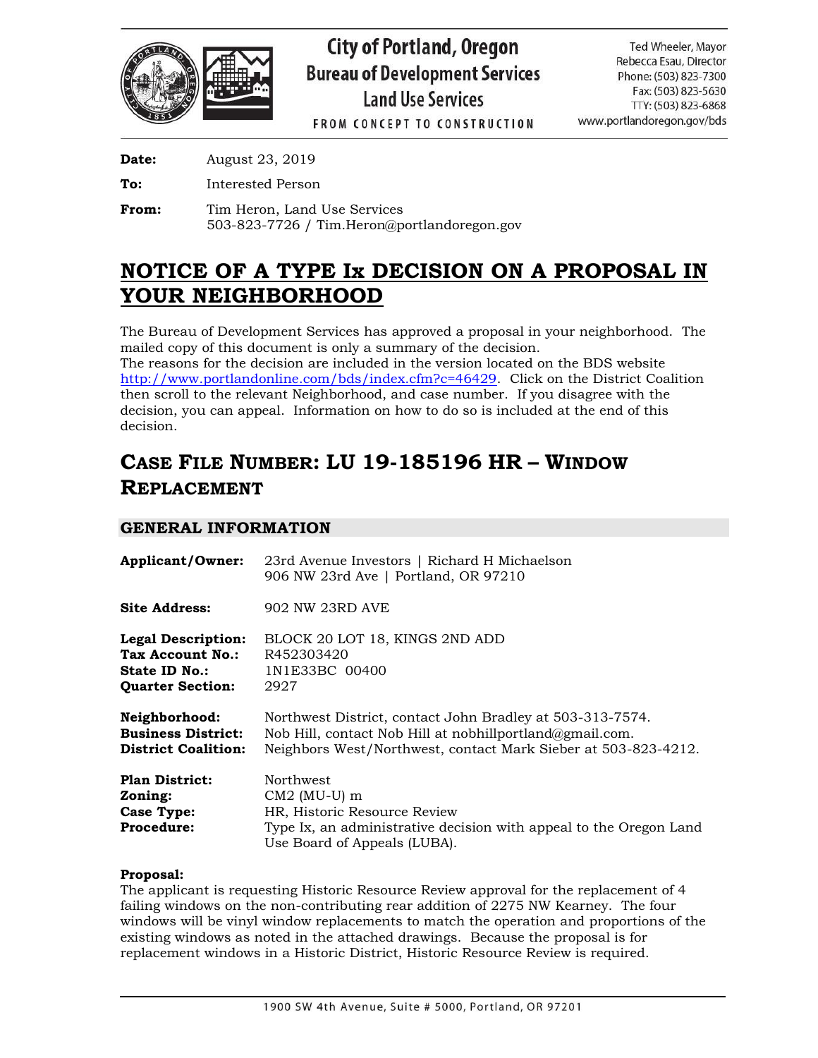City of Portland, Oregon
Bureau of Development Services
Land Use Services
FROM CONCEPT TO CONSTRUCTION

Ted Wheeler, Mayor
Rebecca Esau, Director
Phone: (503) 823-7300
Fax: (503) 823-5630
TTY: (503) 823-6868
www.portlandoregon.gov/bds

**Date:** August 23, 2019

**To:** Interested Person

**From:** Tim Heron, Land Use Services
503-823-7726 / Tim.Heron@portlandoregon.gov

# NOTICE OF A TYPE Ix DECISION ON A PROPOSAL IN YOUR NEIGHBORHOOD

The Bureau of Development Services has approved a proposal in your neighborhood. The mailed copy of this document is only a summary of the decision.
The reasons for the decision are included in the version located on the BDS website http://www.portlandonline.com/bds/index.cfm?c=46429. Click on the District Coalition then scroll to the relevant Neighborhood, and case number. If you disagree with the decision, you can appeal. Information on how to do so is included at the end of this decision.

## CASE FILE NUMBER: LU 19-185196 HR – WINDOW REPLACEMENT

### GENERAL INFORMATION

**Applicant/Owner:** 23rd Avenue Investors | Richard H Michaelson
906 NW 23rd Ave | Portland, OR 97210

**Site Address:** 902 NW 23RD AVE

**Legal Description:** BLOCK 20 LOT 18, KINGS 2ND ADD
**Tax Account No.:** R452303420
**State ID No.:** 1N1E33BC 00400
**Quarter Section:** 2927

**Neighborhood:** Northwest District, contact John Bradley at 503-313-7574.
**Business District:** Nob Hill, contact Nob Hill at nobhillportland@gmail.com.
**District Coalition:** Neighbors West/Northwest, contact Mark Sieber at 503-823-4212.

**Plan District:** Northwest
**Zoning:** CM2 (MU-U) m
**Case Type:** HR, Historic Resource Review
**Procedure:** Type Ix, an administrative decision with appeal to the Oregon Land Use Board of Appeals (LUBA).

**Proposal:**
The applicant is requesting Historic Resource Review approval for the replacement of 4 failing windows on the non-contributing rear addition of 2275 NW Kearney. The four windows will be vinyl window replacements to match the operation and proportions of the existing windows as noted in the attached drawings. Because the proposal is for replacement windows in a Historic District, Historic Resource Review is required.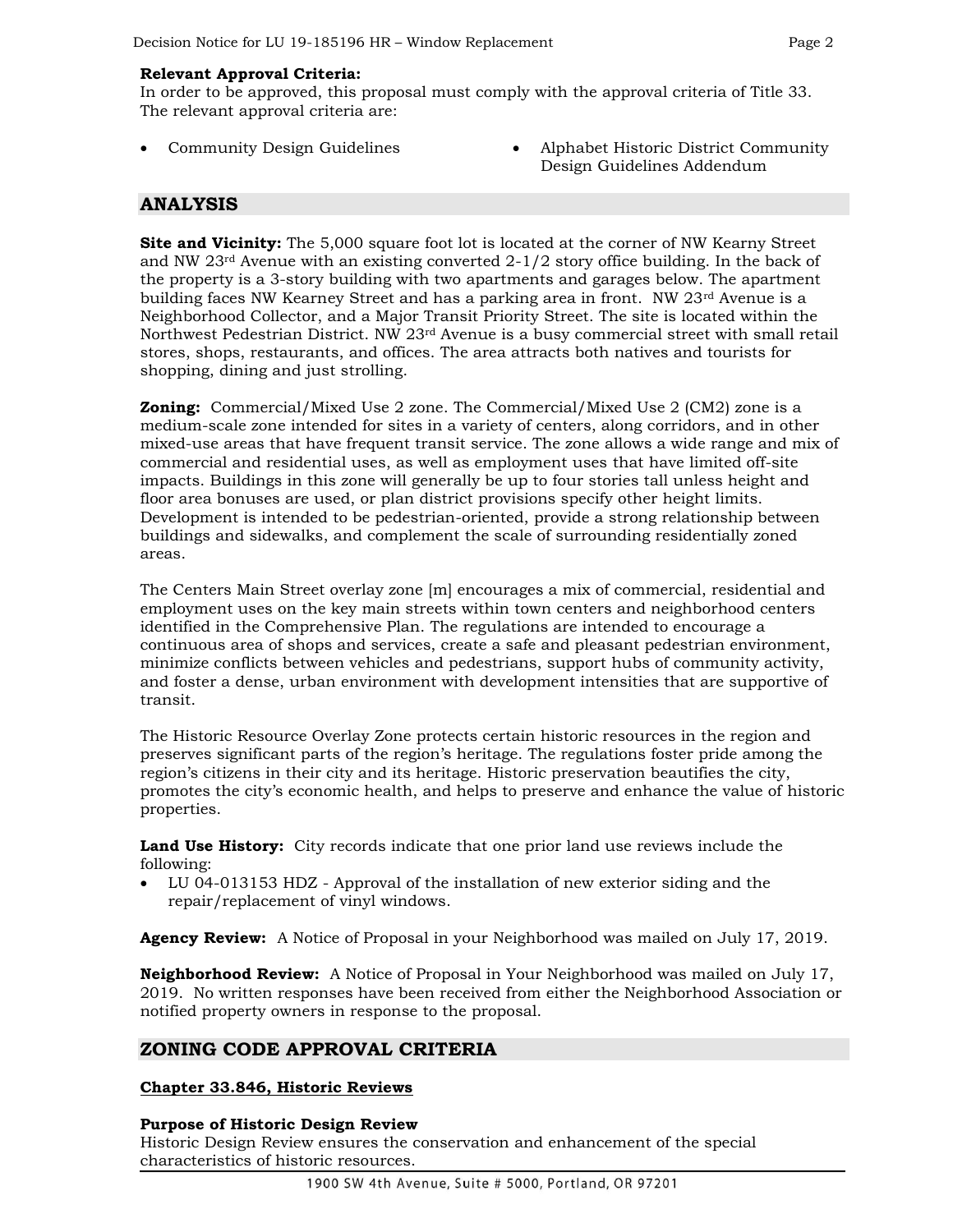**Relevant Approval Criteria:**
In order to be approved, this proposal must comply with the approval criteria of Title 33. The relevant approval criteria are:

- Community Design Guidelines
- Alphabet Historic District Community Design Guidelines Addendum

## ANALYSIS

**Site and Vicinity:** The 5,000 square foot lot is located at the corner of NW Kearny Street and NW 23rd Avenue with an existing converted 2-1/2 story office building. In the back of the property is a 3-story building with two apartments and garages below. The apartment building faces NW Kearney Street and has a parking area in front. NW 23rd Avenue is a Neighborhood Collector, and a Major Transit Priority Street. The site is located within the Northwest Pedestrian District. NW 23rd Avenue is a busy commercial street with small retail stores, shops, restaurants, and offices. The area attracts both natives and tourists for shopping, dining and just strolling.

**Zoning:** Commercial/Mixed Use 2 zone. The Commercial/Mixed Use 2 (CM2) zone is a medium-scale zone intended for sites in a variety of centers, along corridors, and in other mixed-use areas that have frequent transit service. The zone allows a wide range and mix of commercial and residential uses, as well as employment uses that have limited off-site impacts. Buildings in this zone will generally be up to four stories tall unless height and floor area bonuses are used, or plan district provisions specify other height limits. Development is intended to be pedestrian-oriented, provide a strong relationship between buildings and sidewalks, and complement the scale of surrounding residentially zoned areas.

The Centers Main Street overlay zone [m] encourages a mix of commercial, residential and employment uses on the key main streets within town centers and neighborhood centers identified in the Comprehensive Plan. The regulations are intended to encourage a continuous area of shops and services, create a safe and pleasant pedestrian environment, minimize conflicts between vehicles and pedestrians, support hubs of community activity, and foster a dense, urban environment with development intensities that are supportive of transit.

The Historic Resource Overlay Zone protects certain historic resources in the region and preserves significant parts of the region's heritage. The regulations foster pride among the region's citizens in their city and its heritage. Historic preservation beautifies the city, promotes the city's economic health, and helps to preserve and enhance the value of historic properties.

**Land Use History:** City records indicate that one prior land use reviews include the following:

- LU 04-013153 HDZ - Approval of the installation of new exterior siding and the repair/replacement of vinyl windows.

**Agency Review:** A Notice of Proposal in your Neighborhood was mailed on July 17, 2019.

**Neighborhood Review:** A Notice of Proposal in Your Neighborhood was mailed on July 17, 2019. No written responses have been received from either the Neighborhood Association or notified property owners in response to the proposal.

## ZONING CODE APPROVAL CRITERIA

**Chapter 33.846, Historic Reviews**

**Purpose of Historic Design Review**
Historic Design Review ensures the conservation and enhancement of the special characteristics of historic resources.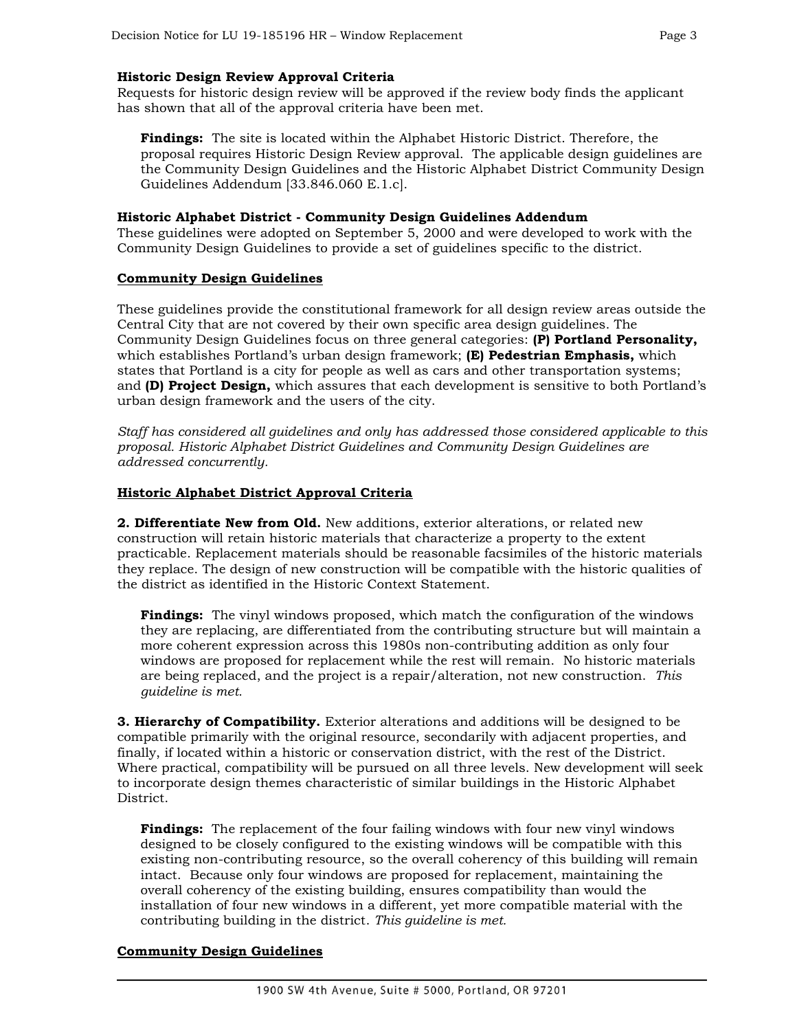**Historic Design Review Approval Criteria**
Requests for historic design review will be approved if the review body finds the applicant has shown that all of the approval criteria have been met.

> **Findings:** The site is located within the Alphabet Historic District. Therefore, the proposal requires Historic Design Review approval. The applicable design guidelines are the Community Design Guidelines and the Historic Alphabet District Community Design Guidelines Addendum [33.846.060 E.1.c].

**Historic Alphabet District - Community Design Guidelines Addendum**
These guidelines were adopted on September 5, 2000 and were developed to work with the Community Design Guidelines to provide a set of guidelines specific to the district.

**Community Design Guidelines**

These guidelines provide the constitutional framework for all design review areas outside the Central City that are not covered by their own specific area design guidelines. The Community Design Guidelines focus on three general categories: **(P) Portland Personality,** which establishes Portland's urban design framework; **(E) Pedestrian Emphasis,** which states that Portland is a city for people as well as cars and other transportation systems; and **(D) Project Design,** which assures that each development is sensitive to both Portland's urban design framework and the users of the city.

*Staff has considered all guidelines and only has addressed those considered applicable to this proposal. Historic Alphabet District Guidelines and Community Design Guidelines are addressed concurrently.*

**Historic Alphabet District Approval Criteria**

**2. Differentiate New from Old.** New additions, exterior alterations, or related new construction will retain historic materials that characterize a property to the extent practicable. Replacement materials should be reasonable facsimiles of the historic materials they replace. The design of new construction will be compatible with the historic qualities of the district as identified in the Historic Context Statement.

> **Findings:** The vinyl windows proposed, which match the configuration of the windows they are replacing, are differentiated from the contributing structure but will maintain a more coherent expression across this 1980s non-contributing addition as only four windows are proposed for replacement while the rest will remain. No historic materials are being replaced, and the project is a repair/alteration, not new construction. *This guideline is met.*

**3. Hierarchy of Compatibility.** Exterior alterations and additions will be designed to be compatible primarily with the original resource, secondarily with adjacent properties, and finally, if located within a historic or conservation district, with the rest of the District. Where practical, compatibility will be pursued on all three levels. New development will seek to incorporate design themes characteristic of similar buildings in the Historic Alphabet District.

> **Findings:** The replacement of the four failing windows with four new vinyl windows designed to be closely configured to the existing windows will be compatible with this existing non-contributing resource, so the overall coherency of this building will remain intact. Because only four windows are proposed for replacement, maintaining the overall coherency of the existing building, ensures compatibility than would the installation of four new windows in a different, yet more compatible material with the contributing building in the district. *This guideline is met.*

**Community Design Guidelines**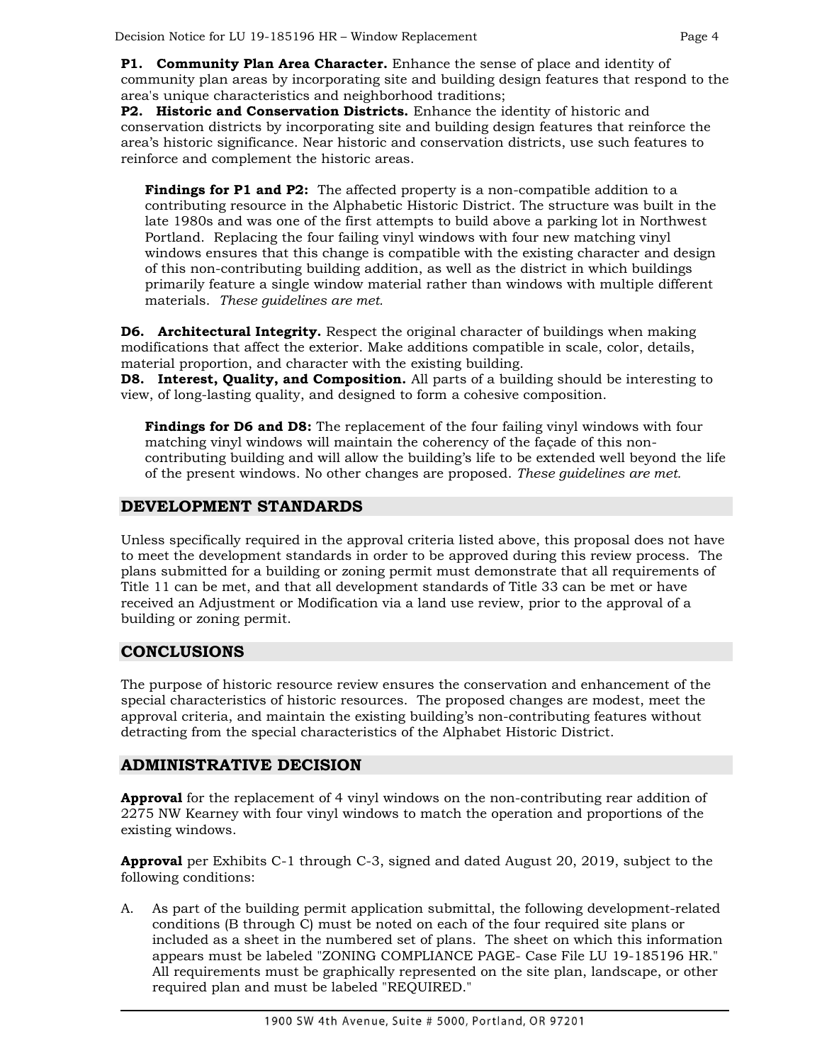**P1. Community Plan Area Character.** Enhance the sense of place and identity of community plan areas by incorporating site and building design features that respond to the area's unique characteristics and neighborhood traditions;

**P2. Historic and Conservation Districts.** Enhance the identity of historic and conservation districts by incorporating site and building design features that reinforce the area's historic significance. Near historic and conservation districts, use such features to reinforce and complement the historic areas.

> **Findings for P1 and P2:** The affected property is a non-compatible addition to a contributing resource in the Alphabetic Historic District. The structure was built in the late 1980s and was one of the first attempts to build above a parking lot in Northwest Portland. Replacing the four failing vinyl windows with four new matching vinyl windows ensures that this change is compatible with the existing character and design of this non-contributing building addition, as well as the district in which buildings primarily feature a single window material rather than windows with multiple different materials. *These guidelines are met.*

**D6. Architectural Integrity.** Respect the original character of buildings when making modifications that affect the exterior. Make additions compatible in scale, color, details, material proportion, and character with the existing building.

**D8. Interest, Quality, and Composition.** All parts of a building should be interesting to view, of long-lasting quality, and designed to form a cohesive composition.

> **Findings for D6 and D8:** The replacement of the four failing vinyl windows with four matching vinyl windows will maintain the coherency of the façade of this non-contributing building and will allow the building's life to be extended well beyond the life of the present windows. No other changes are proposed. *These guidelines are met.*

## DEVELOPMENT STANDARDS

Unless specifically required in the approval criteria listed above, this proposal does not have to meet the development standards in order to be approved during this review process. The plans submitted for a building or zoning permit must demonstrate that all requirements of Title 11 can be met, and that all development standards of Title 33 can be met or have received an Adjustment or Modification via a land use review, prior to the approval of a building or zoning permit.

## CONCLUSIONS

The purpose of historic resource review ensures the conservation and enhancement of the special characteristics of historic resources. The proposed changes are modest, meet the approval criteria, and maintain the existing building's non-contributing features without detracting from the special characteristics of the Alphabet Historic District.

## ADMINISTRATIVE DECISION

**Approval** for the replacement of 4 vinyl windows on the non-contributing rear addition of 2275 NW Kearney with four vinyl windows to match the operation and proportions of the existing windows.

**Approval** per Exhibits C-1 through C-3, signed and dated August 20, 2019, subject to the following conditions:

A. As part of the building permit application submittal, the following development-related conditions (B through C) must be noted on each of the four required site plans or included as a sheet in the numbered set of plans. The sheet on which this information appears must be labeled "ZONING COMPLIANCE PAGE- Case File LU 19-185196 HR." All requirements must be graphically represented on the site plan, landscape, or other required plan and must be labeled "REQUIRED."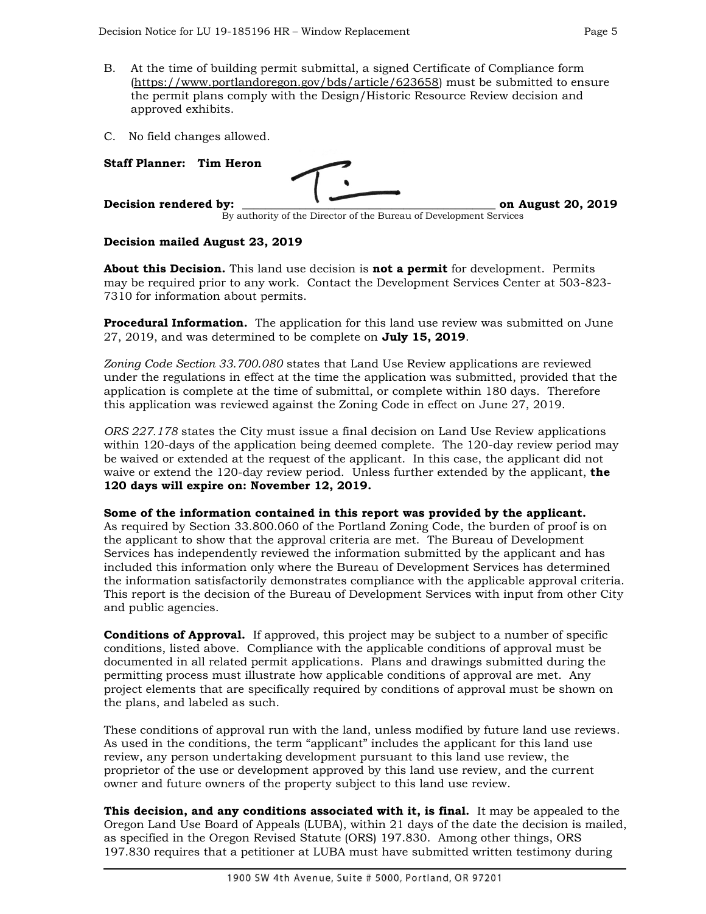B. At the time of building permit submittal, a signed Certificate of Compliance form (https://www.portlandoregon.gov/bds/article/623658) must be submitted to ensure the permit plans comply with the Design/Historic Resource Review decision and approved exhibits.

C. No field changes allowed.

**Staff Planner: Tim Heron**

**Decision rendered by:** ______________________________ **on August 20, 2019**
By authority of the Director of the Bureau of Development Services

**Decision mailed August 23, 2019**

**About this Decision.** This land use decision is **not a permit** for development. Permits may be required prior to any work. Contact the Development Services Center at 503-823-7310 for information about permits.

**Procedural Information.** The application for this land use review was submitted on June 27, 2019, and was determined to be complete on **July 15, 2019**.

*Zoning Code Section 33.700.080* states that Land Use Review applications are reviewed under the regulations in effect at the time the application was submitted, provided that the application is complete at the time of submittal, or complete within 180 days. Therefore this application was reviewed against the Zoning Code in effect on June 27, 2019.

*ORS 227.178* states the City must issue a final decision on Land Use Review applications within 120-days of the application being deemed complete. The 120-day review period may be waived or extended at the request of the applicant. In this case, the applicant did not waive or extend the 120-day review period. Unless further extended by the applicant, **the 120 days will expire on: November 12, 2019.**

**Some of the information contained in this report was provided by the applicant.** As required by Section 33.800.060 of the Portland Zoning Code, the burden of proof is on the applicant to show that the approval criteria are met. The Bureau of Development Services has independently reviewed the information submitted by the applicant and has included this information only where the Bureau of Development Services has determined the information satisfactorily demonstrates compliance with the applicable approval criteria. This report is the decision of the Bureau of Development Services with input from other City and public agencies.

**Conditions of Approval.** If approved, this project may be subject to a number of specific conditions, listed above. Compliance with the applicable conditions of approval must be documented in all related permit applications. Plans and drawings submitted during the permitting process must illustrate how applicable conditions of approval are met. Any project elements that are specifically required by conditions of approval must be shown on the plans, and labeled as such.

These conditions of approval run with the land, unless modified by future land use reviews. As used in the conditions, the term "applicant" includes the applicant for this land use review, any person undertaking development pursuant to this land use review, the proprietor of the use or development approved by this land use review, and the current owner and future owners of the property subject to this land use review.

**This decision, and any conditions associated with it, is final.** It may be appealed to the Oregon Land Use Board of Appeals (LUBA), within 21 days of the date the decision is mailed, as specified in the Oregon Revised Statute (ORS) 197.830. Among other things, ORS 197.830 requires that a petitioner at LUBA must have submitted written testimony during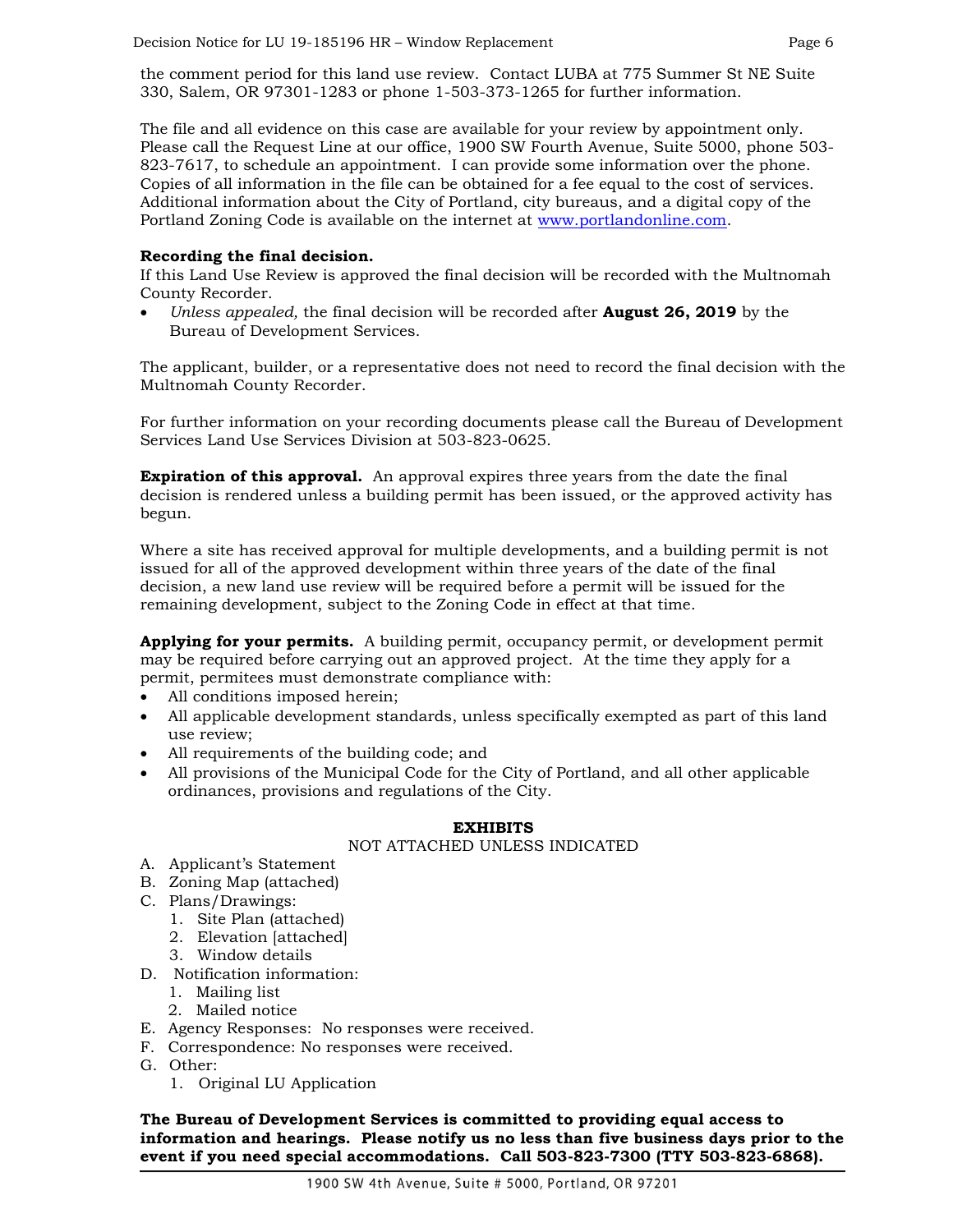the comment period for this land use review. Contact LUBA at 775 Summer St NE Suite 330, Salem, OR 97301-1283 or phone 1-503-373-1265 for further information.

The file and all evidence on this case are available for your review by appointment only. Please call the Request Line at our office, 1900 SW Fourth Avenue, Suite 5000, phone 503-823-7617, to schedule an appointment. I can provide some information over the phone. Copies of all information in the file can be obtained for a fee equal to the cost of services. Additional information about the City of Portland, city bureaus, and a digital copy of the Portland Zoning Code is available on the internet at www.portlandonline.com.

**Recording the final decision.**
If this Land Use Review is approved the final decision will be recorded with the Multnomah County Recorder.

- *Unless appealed,* the final decision will be recorded after **August 26, 2019** by the Bureau of Development Services.

The applicant, builder, or a representative does not need to record the final decision with the Multnomah County Recorder.

For further information on your recording documents please call the Bureau of Development Services Land Use Services Division at 503-823-0625.

**Expiration of this approval.** An approval expires three years from the date the final decision is rendered unless a building permit has been issued, or the approved activity has begun.

Where a site has received approval for multiple developments, and a building permit is not issued for all of the approved development within three years of the date of the final decision, a new land use review will be required before a permit will be issued for the remaining development, subject to the Zoning Code in effect at that time.

**Applying for your permits.** A building permit, occupancy permit, or development permit may be required before carrying out an approved project. At the time they apply for a permit, permitees must demonstrate compliance with:

- All conditions imposed herein;
- All applicable development standards, unless specifically exempted as part of this land use review;
- All requirements of the building code; and
- All provisions of the Municipal Code for the City of Portland, and all other applicable ordinances, provisions and regulations of the City.

**EXHIBITS**
NOT ATTACHED UNLESS INDICATED

A. Applicant's Statement
B. Zoning Map (attached)
C. Plans/Drawings:
   1. Site Plan (attached)
   2. Elevation [attached]
   3. Window details
D. Notification information:
   1. Mailing list
   2. Mailed notice
E. Agency Responses: No responses were received.
F. Correspondence: No responses were received.
G. Other:
   1. Original LU Application

**The Bureau of Development Services is committed to providing equal access to information and hearings. Please notify us no less than five business days prior to the event if you need special accommodations. Call 503-823-7300 (TTY 503-823-6868).**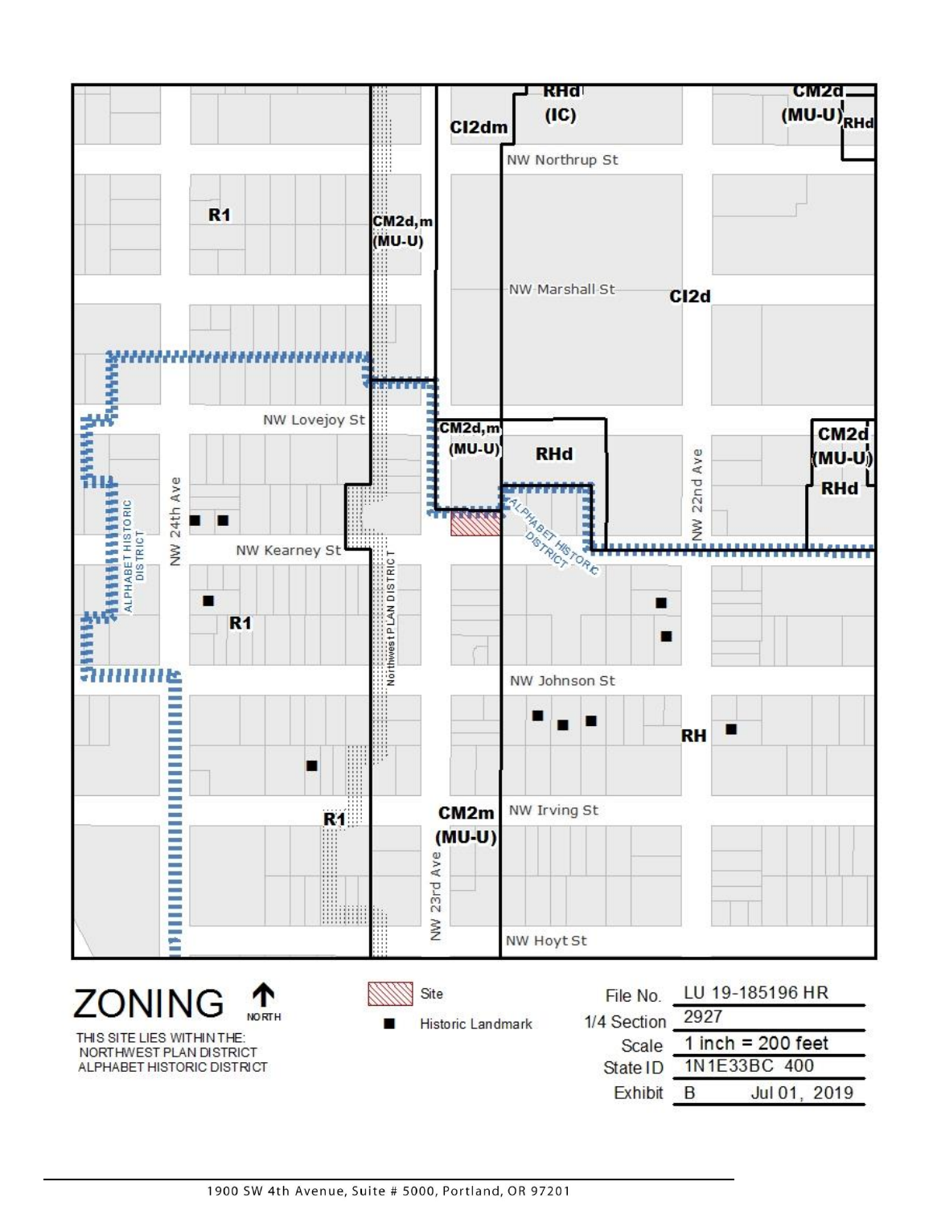# ZONING

NORTH

THIS SITE LIES WITHIN THE:
NORTHWEST PLAN DISTRICT
ALPHABET HISTORIC DISTRICT

| Legend | |
|---|---|
| Site | |
| ■ | Historic Landmark |

| | |
|---|---|
| File No. | LU 19-185196 HR |
| 1/4 Section | 2927 |
| Scale | 1 inch = 200 feet |
| State ID | 1N1E33BC 400 |
| Exhibit | B Jul 01, 2019 |

Map labels: RHd (IC), CM2d (MU-U) RHd, CI2dm, NW Northrup St, R1, CM2d,m (MU-U), NW Marshall St, CI2d, NW Lovejoy St, CM2d,m (MU-U), RHd, CM2d (MU-U), RHd, ALPHABET HISTORIC DISTRICT, NW 24th Ave, NW 22nd Ave, NW Kearney St, R1, Northwest PLAN DISTRICT, NW Johnson St, RH, R1, CM2m (MU-U), NW Irving St, NW 23rd Ave, NW Hoyt St

1900 SW 4th Avenue, Suite # 5000, Portland, OR 97201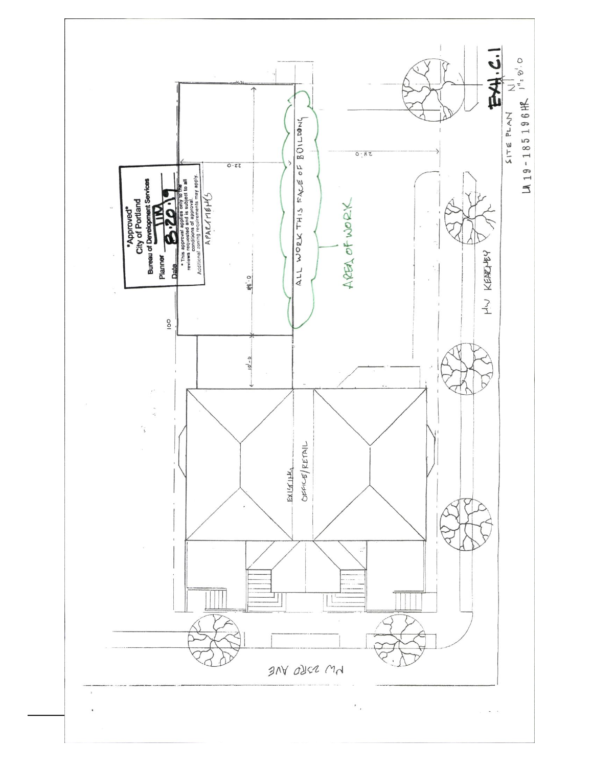\*Approved\*
City of Portland
Bureau of Development Services
Planner TM
Date 8.20.19
\* This approval applies only to the reviews requested and is subject to all conditions of approval. Additional zoning requirements may apply.

APARTMENTS

ALL WORK THIS FACE OF BUILDING

AREA OF WORK

EXISTING OFFICE/RETAIL

NW KEARNEY

NW 23RD AVE

100

48'-0

10'-0

22'-0

28'-0

EXH. C.1

SITE PLAN N 1" = 8'-0

LU 19-185196 HR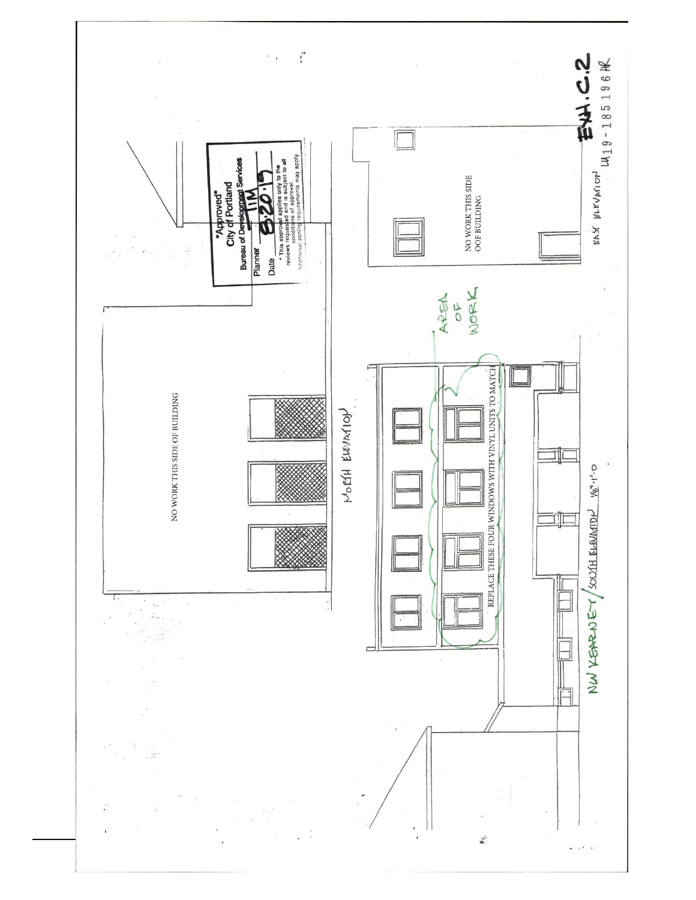*Approved*
City of Portland
Bureau of Development Services
Planner TIM
Date 8.20.19
* This approval applies only to the reviews requested and is subject to all conditions of approval.
Additional zoning requirements may apply.

EXH. C.2

LU19-185196 HR

NO WORK THIS SIDE OF BUILDING

NORTH ELEVATION

NO WORK THIS SIDE OOF BUILDING

EAST ELEVATION

AREA OF WORK

REPLACE THESE FOUR WINDOWS WITH VINYL UNITS TO MATCH

NW KEARNEY / SOUTH ELEVATION 1/8"=1'-0